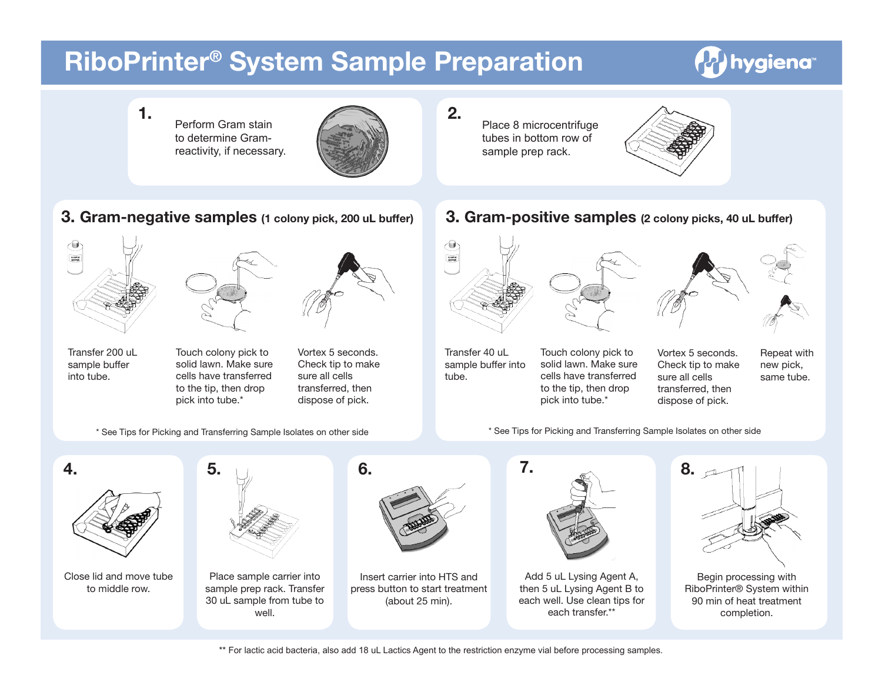# RiboPrinter® System Sample Preparation

hygiena™

## 1.

Perform Gram stain to determine Gram-reactivity, if necessary.

## 2.

Place 8 microcentrifuge tubes in bottom row of sample prep rack.

## 3. Gram-negative samples (1 colony pick, 200 uL buffer)

- Transfer 200 uL sample buffer into tube.
- Touch colony pick to solid lawn. Make sure cells have transferred to the tip, then drop pick into tube.*
- Vortex 5 seconds. Check tip to make sure all cells transferred, then dispose of pick.

\* See Tips for Picking and Transferring Sample Isolates on other side

## 3. Gram-positive samples (2 colony picks, 40 uL buffer)

- Transfer 40 uL sample buffer into tube.
- Touch colony pick to solid lawn. Make sure cells have transferred to the tip, then drop pick into tube.*
- Vortex 5 seconds. Check tip to make sure all cells transferred, then dispose of pick.
- Repeat with new pick, same tube.

\* See Tips for Picking and Transferring Sample Isolates on other side

## 4.

Close lid and move tube to middle row.

## 5.

Place sample carrier into sample prep rack. Transfer 30 uL sample from tube to well.

## 6.

Insert carrier into HTS and press button to start treatment (about 25 min).

## 7.

Add 5 uL Lysing Agent A, then 5 uL Lysing Agent B to each well. Use clean tips for each transfer.**

## 8.

Begin processing with RiboPrinter® System within 90 min of heat treatment completion.

\*\* For lactic acid bacteria, also add 18 uL Lactics Agent to the restriction enzyme vial before processing samples.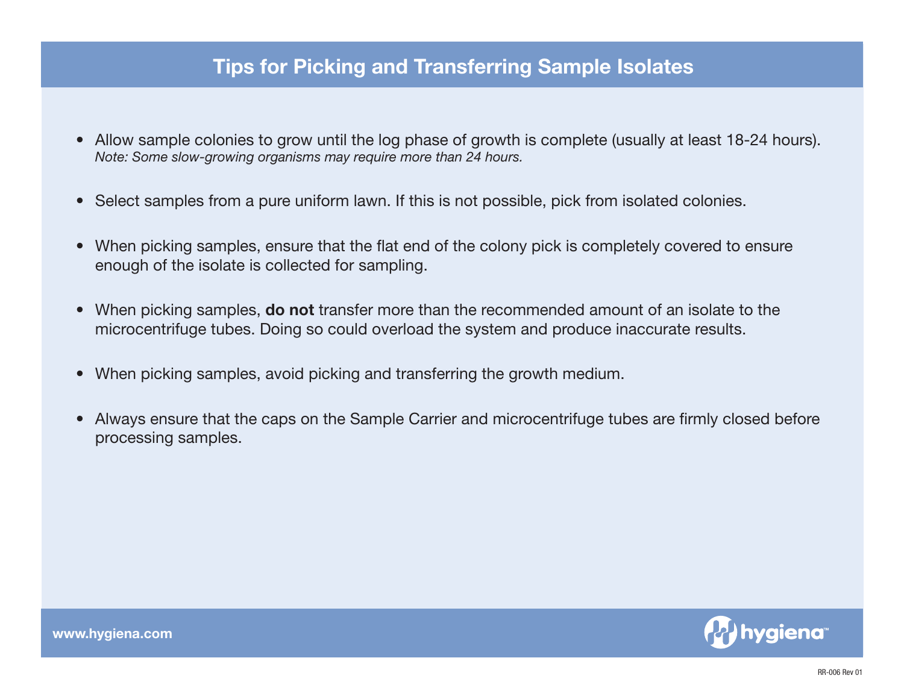# Tips for Picking and Transferring Sample Isolates

- Allow sample colonies to grow until the log phase of growth is complete (usually at least 18-24 hours).
  *Note: Some slow-growing organisms may require more than 24 hours.*

- Select samples from a pure uniform lawn. If this is not possible, pick from isolated colonies.

- When picking samples, ensure that the flat end of the colony pick is completely covered to ensure enough of the isolate is collected for sampling.

- When picking samples, **do not** transfer more than the recommended amount of an isolate to the microcentrifuge tubes. Doing so could overload the system and produce inaccurate results.

- When picking samples, avoid picking and transferring the growth medium.

- Always ensure that the caps on the Sample Carrier and microcentrifuge tubes are firmly closed before processing samples.

www.hygiena.com

hygiena™

RR-006 Rev 01